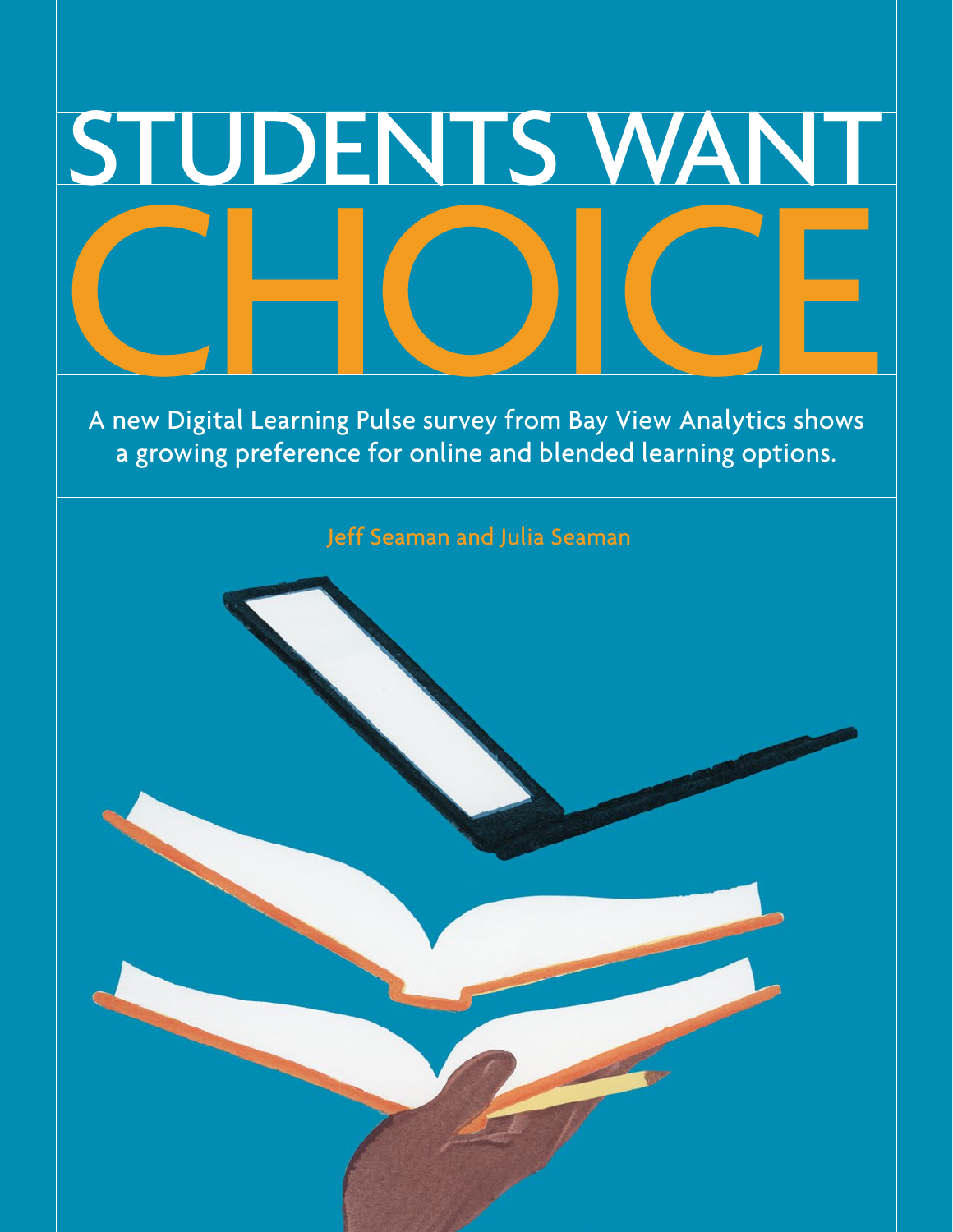# STUDENTS WANT CHOICE

A new Digital Learning Pulse survey from Bay View Analytics shows a growing preference for online and blended learning options.

Jeff Seaman and Julia Seaman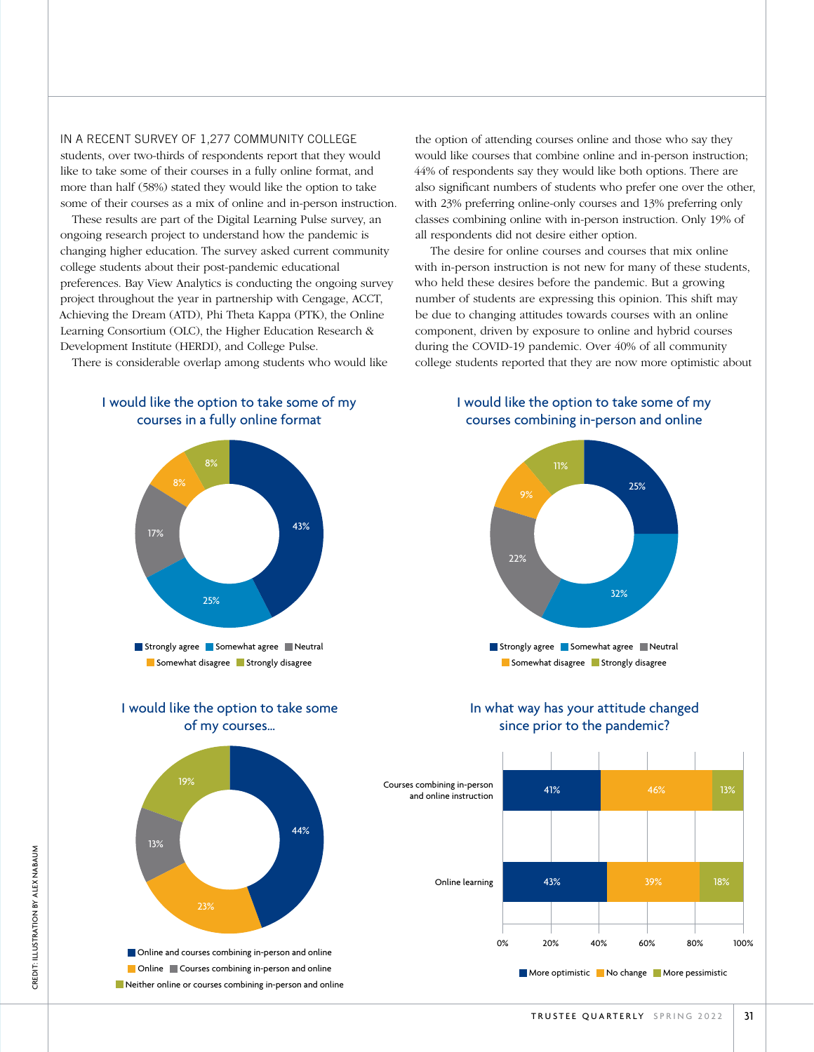IN A RECENT SURVEY OF 1,277 COMMUNITY COLLEGE students, over two-thirds of respondents report that they would like to take some of their courses in a fully online format, and more than half (58%) stated they would like the option to take some of their courses as a mix of online and in-person instruction.

These results are part of the Digital Learning Pulse survey, an ongoing research project to understand how the pandemic is changing higher education. The survey asked current community college students about their post-pandemic educational preferences. Bay View Analytics is conducting the ongoing survey project throughout the year in partnership with Cengage, ACCT, Achieving the Dream (ATD), Phi Theta Kappa (PTK), the Online Learning Consortium (OLC), the Higher Education Research & Development Institute (HERDI), and College Pulse.

There is considerable overlap among students who would like the option of attending courses online and those who say they would like courses that combine online and in-person instruction; 44% of respondents say they would like both options. There are also significant numbers of students who prefer one over the other, with 23% preferring online-only courses and 13% preferring only classes combining online with in-person instruction. Only 19% of all respondents did not desire either option.

The desire for online courses and courses that mix online with in-person instruction is not new for many of these students, who held these desires before the pandemic. But a growing number of students are expressing this opinion. This shift may be due to changing attitudes towards courses with an online component, driven by exposure to online and hybrid courses during the COVID-19 pandemic. Over 40% of all community college students reported that they are now more optimistic about

**I would like the option to take some of my courses in a fully online format**

| Response | Percent |
|---|---|
| Strongly agree | 43% |
| Somewhat agree | 25% |
| Neutral | 17% |
| Somewhat disagree | 8% |
| Strongly disagree | 8% |

**I would like the option to take some of my courses combining in-person and online**

| Response | Percent |
|---|---|
| Strongly agree | 25% |
| Somewhat agree | 32% |
| Neutral | 22% |
| Somewhat disagree | 9% |
| Strongly disagree | 11% |

**I would like the option to take some of my courses...**

| Response | Percent |
|---|---|
| Online and courses combining in-person and online | 44% |
| Online | 23% |
| Courses combining in-person and online | 13% |
| Neither online or courses combining in-person and online | 19% |

**In what way has your attitude changed since prior to the pandemic?**

| | More optimistic | No change | More pessimistic |
|---|---|---|---|
| Courses combining in-person and online instruction | 41% | 46% | 13% |
| Online learning | 43% | 39% | 18% |

CREDIT: ILLUSTRATION BY ALEX NABAUM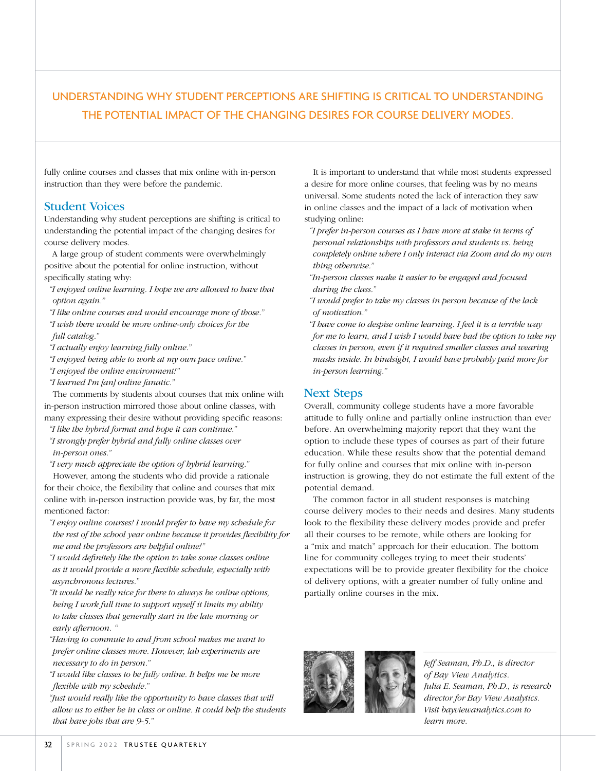UNDERSTANDING WHY STUDENT PERCEPTIONS ARE SHIFTING IS CRITICAL TO UNDERSTANDING THE POTENTIAL IMPACT OF THE CHANGING DESIRES FOR COURSE DELIVERY MODES.

fully online courses and classes that mix online with in-person instruction than they were before the pandemic.

## Student Voices

Understanding why student perceptions are shifting is critical to understanding the potential impact of the changing desires for course delivery modes.

A large group of student comments were overwhelmingly positive about the potential for online instruction, without specifically stating why:

*"I enjoyed online learning. I hope we are allowed to have that option again."*
*"I like online courses and would encourage more of those."*
*"I wish there would be more online-only choices for the full catalog."*
*"I actually enjoy learning fully online."*
*"I enjoyed being able to work at my own pace online."*
*"I enjoyed the online environment!"*
*"I learned I'm [an] online fanatic."*

The comments by students about courses that mix online with in-person instruction mirrored those about online classes, with many expressing their desire without providing specific reasons:

*"I like the hybrid format and hope it can continue."*
*"I strongly prefer hybrid and fully online classes over in-person ones."*
*"I very much appreciate the option of hybrid learning."*

However, among the students who did provide a rationale for their choice, the flexibility that online and courses that mix online with in-person instruction provide was, by far, the most mentioned factor:

*"I enjoy online courses! I would prefer to have my schedule for the rest of the school year online because it provides flexibility for me and the professors are helpful online!"*
*"I would definitely like the option to take some classes online as it would provide a more flexible schedule, especially with asynchronous lectures."*
*"It would be really nice for there to always be online options, being I work full time to support myself it limits my ability to take classes that generally start in the late morning or early afternoon. "*
*"Having to commute to and from school makes me want to prefer online classes more. However, lab experiments are necessary to do in person."*
*"I would like classes to be fully online. It helps me be more flexible with my schedule."*
*"Just would really like the opportunity to have classes that will allow us to either be in class or online. It could help the students that have jobs that are 9-5."*

It is important to understand that while most students expressed a desire for more online courses, that feeling was by no means universal. Some students noted the lack of interaction they saw in online classes and the impact of a lack of motivation when studying online:

*"I prefer in-person courses as I have more at stake in terms of personal relationships with professors and students vs. being completely online where I only interact via Zoom and do my own thing otherwise."*
*"In-person classes make it easier to be engaged and focused during the class."*
*"I would prefer to take my classes in person because of the lack of motivation."*
*"I have come to despise online learning. I feel it is a terrible way for me to learn, and I wish I would have had the option to take my classes in person, even if it required smaller classes and wearing masks inside. In hindsight, I would have probably paid more for in-person learning."*

## Next Steps

Overall, community college students have a more favorable attitude to fully online and partially online instruction than ever before. An overwhelming majority report that they want the option to include these types of courses as part of their future education. While these results show that the potential demand for fully online and courses that mix online with in-person instruction is growing, they do not estimate the full extent of the potential demand.

The common factor in all student responses is matching course delivery modes to their needs and desires. Many students look to the flexibility these delivery modes provide and prefer all their courses to be remote, while others are looking for a "mix and match" approach for their education. The bottom line for community colleges trying to meet their students' expectations will be to provide greater flexibility for the choice of delivery options, with a greater number of fully online and partially online courses in the mix.

*Jeff Seaman, Ph.D., is director of Bay View Analytics. Julia E. Seaman, Ph.D., is research director for Bay View Analytics. Visit bayviewanalytics.com to learn more.*